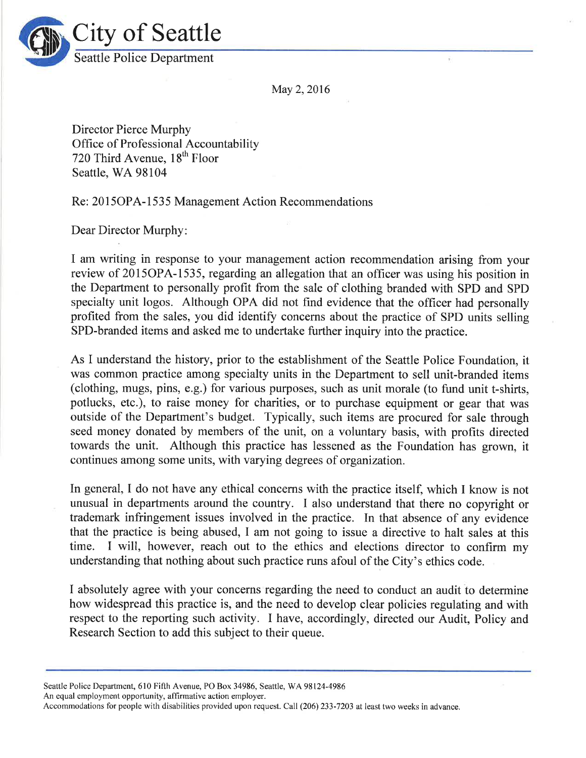City of Seattle

Seattle Police Department

May 2, 2016

Director Pierce Murphy
Office of Professional Accountability
720 Third Avenue, 18th Floor
Seattle, WA 98104

Re: 2015OPA-1535 Management Action Recommendations

Dear Director Murphy:

I am writing in response to your management action recommendation arising from your review of 2015OPA-1535, regarding an allegation that an officer was using his position in the Department to personally profit from the sale of clothing branded with SPD and SPD specialty unit logos. Although OPA did not find evidence that the officer had personally profited from the sales, you did identify concerns about the practice of SPD units selling SPD-branded items and asked me to undertake further inquiry into the practice.

As I understand the history, prior to the establishment of the Seattle Police Foundation, it was common practice among specialty units in the Department to sell unit-branded items (clothing, mugs, pins, e.g.) for various purposes, such as unit morale (to fund unit t-shirts, potlucks, etc.), to raise money for charities, or to purchase equipment or gear that was outside of the Department's budget. Typically, such items are procured for sale through seed money donated by members of the unit, on a voluntary basis, with profits directed towards the unit. Although this practice has lessened as the Foundation has grown, it continues among some units, with varying degrees of organization.

In general, I do not have any ethical concerns with the practice itself, which I know is not unusual in departments around the country. I also understand that there no copyright or trademark infringement issues involved in the practice. In that absence of any evidence that the practice is being abused, I am not going to issue a directive to halt sales at this time. I will, however, reach out to the ethics and elections director to confirm my understanding that nothing about such practice runs afoul of the City's ethics code.

I absolutely agree with your concerns regarding the need to conduct an audit to determine how widespread this practice is, and the need to develop clear policies regulating and with respect to the reporting such activity. I have, accordingly, directed our Audit, Policy and Research Section to add this subject to their queue.

Seattle Police Department, 610 Fifth Avenue, PO Box 34986, Seattle, WA 98124-4986
An equal employment opportunity, affirmative action employer.
Accommodations for people with disabilities provided upon request. Call (206) 233-7203 at least two weeks in advance.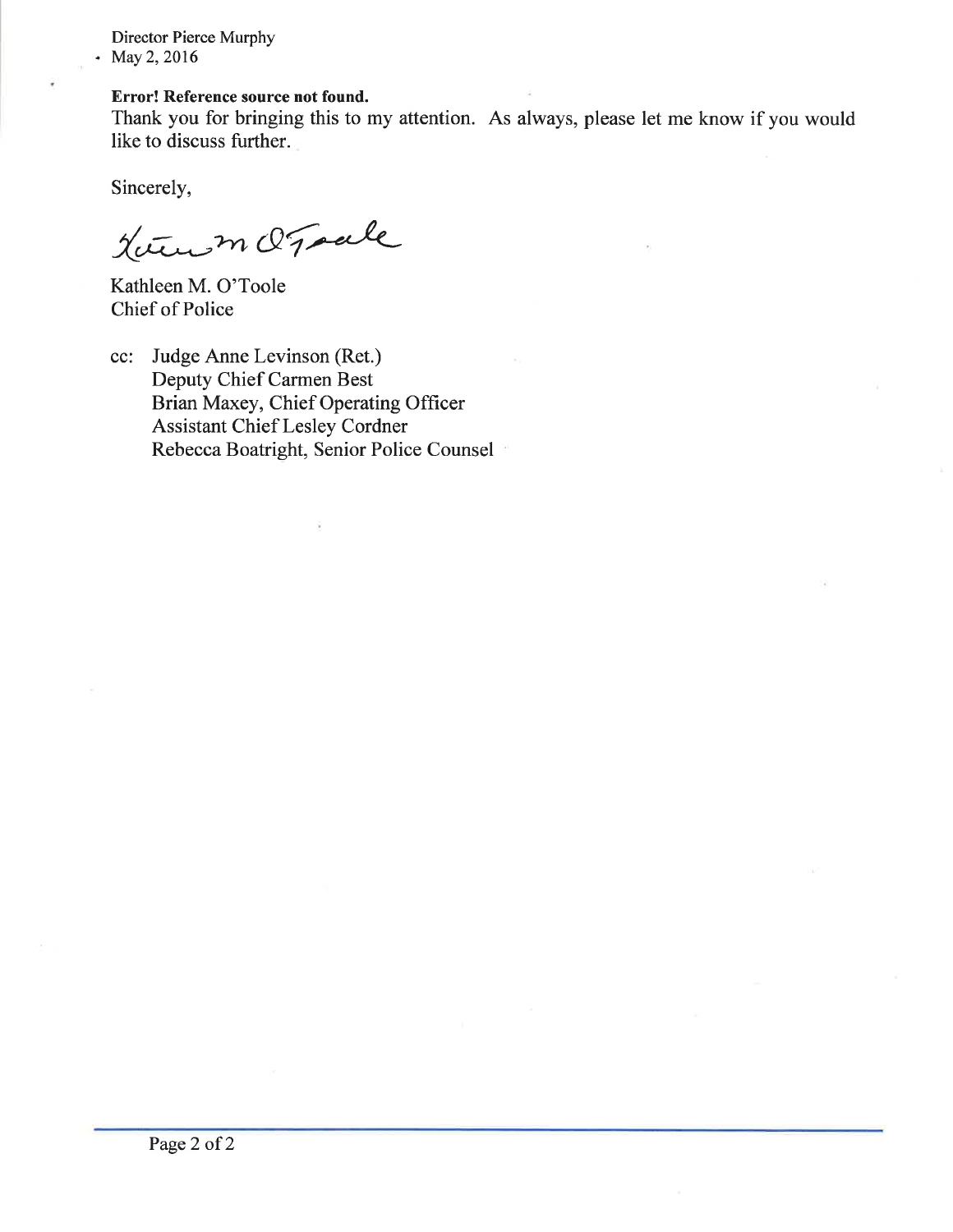**Error! Reference source not found.**

Thank you for bringing this to my attention. As always, please let me know if you would like to discuss further.

Sincerely,

Kathleen M. O'Toole
Chief of Police

cc: Judge Anne Levinson (Ret.)
Deputy Chief Carmen Best
Brian Maxey, Chief Operating Officer
Assistant Chief Lesley Cordner
Rebecca Boatright, Senior Police Counsel